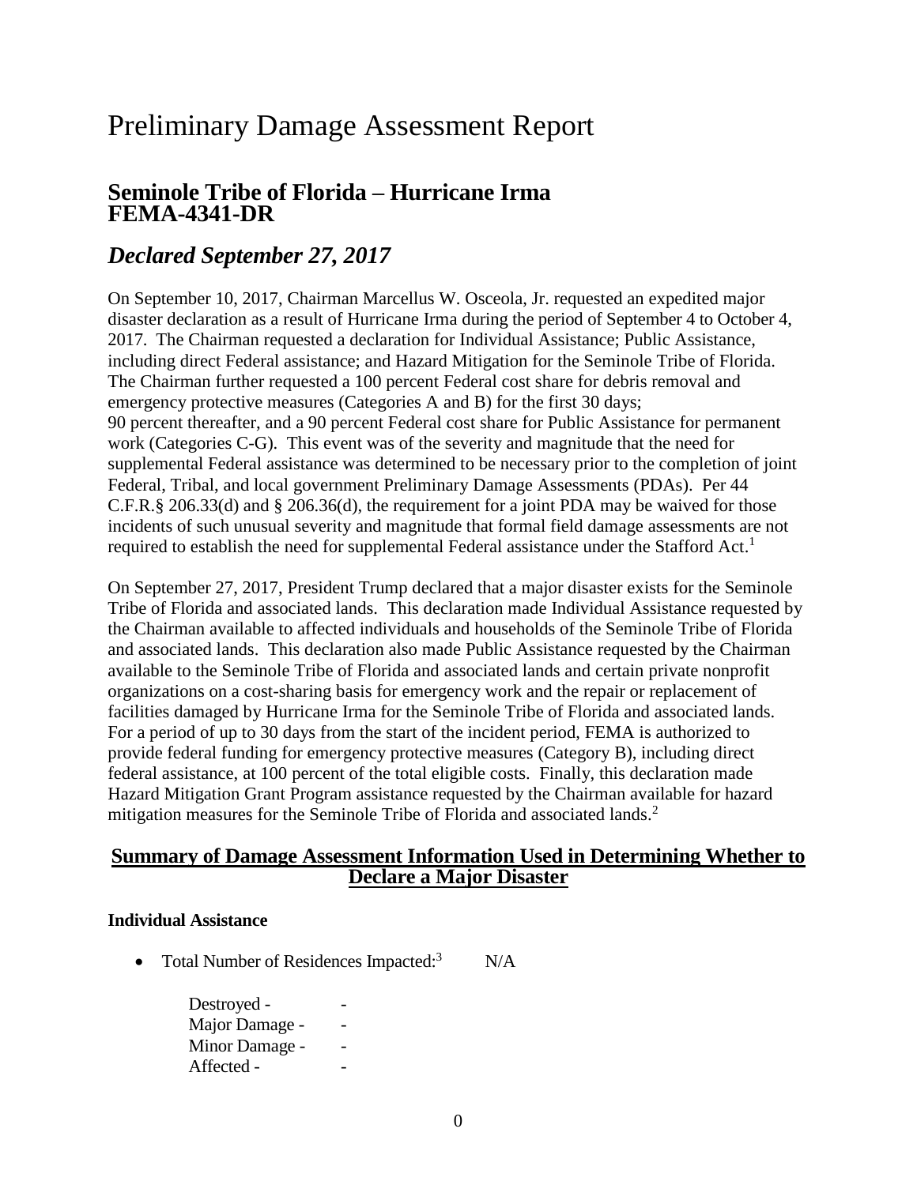# Preliminary Damage Assessment Report

## Seminole Tribe of Florida – Hurricane Irma FEMA-4341-DR

## *Declared September 27, 2017*

On September 10, 2017, Chairman Marcellus W. Osceola, Jr. requested an expedited major disaster declaration as a result of Hurricane Irma during the period of September 4 to October 4, 2017. The Chairman requested a declaration for Individual Assistance; Public Assistance, including direct Federal assistance; and Hazard Mitigation for the Seminole Tribe of Florida. The Chairman further requested a 100 percent Federal cost share for debris removal and emergency protective measures (Categories A and B) for the first 30 days; 90 percent thereafter, and a 90 percent Federal cost share for Public Assistance for permanent work (Categories C-G). This event was of the severity and magnitude that the need for supplemental Federal assistance was determined to be necessary prior to the completion of joint Federal, Tribal, and local government Preliminary Damage Assessments (PDAs). Per 44 C.F.R.§ 206.33(d) and § 206.36(d), the requirement for a joint PDA may be waived for those incidents of such unusual severity and magnitude that formal field damage assessments are not required to establish the need for supplemental Federal assistance under the Stafford Act.[1]

On September 27, 2017, President Trump declared that a major disaster exists for the Seminole Tribe of Florida and associated lands. This declaration made Individual Assistance requested by the Chairman available to affected individuals and households of the Seminole Tribe of Florida and associated lands. This declaration also made Public Assistance requested by the Chairman available to the Seminole Tribe of Florida and associated lands and certain private nonprofit organizations on a cost-sharing basis for emergency work and the repair or replacement of facilities damaged by Hurricane Irma for the Seminole Tribe of Florida and associated lands. For a period of up to 30 days from the start of the incident period, FEMA is authorized to provide federal funding for emergency protective measures (Category B), including direct federal assistance, at 100 percent of the total eligible costs. Finally, this declaration made Hazard Mitigation Grant Program assistance requested by the Chairman available for hazard mitigation measures for the Seminole Tribe of Florida and associated lands.[2]

## Summary of Damage Assessment Information Used in Determining Whether to Declare a Major Disaster

**Individual Assistance**

- Total Number of Residences Impacted:[3] N/A

  Destroyed - -
  Major Damage - -
  Minor Damage - -
  Affected - -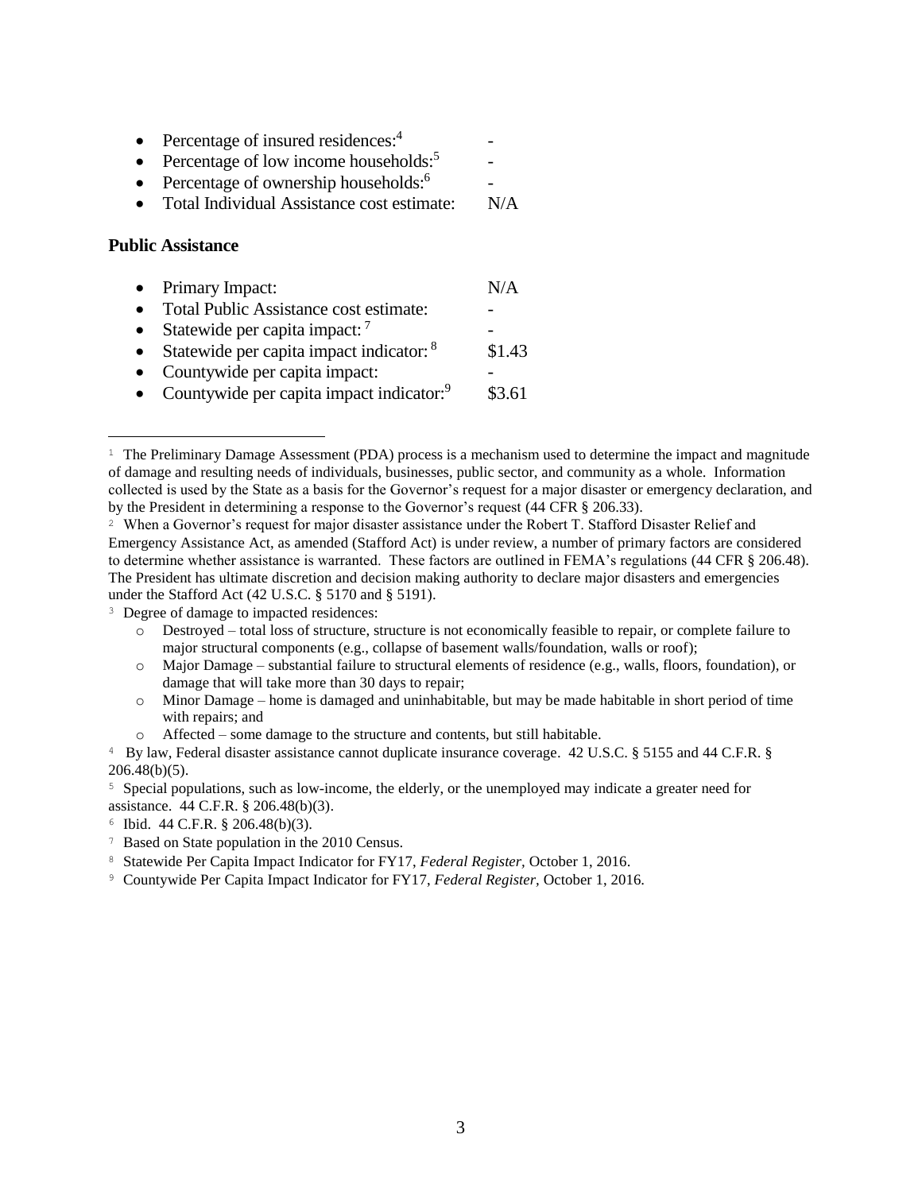- Percentage of insured residences:[4] -
- Percentage of low income households:[5] -
- Percentage of ownership households:[6] -
- Total Individual Assistance cost estimate: N/A

### Public Assistance

- Primary Impact: N/A
- Total Public Assistance cost estimate: -
- Statewide per capita impact: [7] -
- Statewide per capita impact indicator: [8] $1.43
- Countywide per capita impact: -
- Countywide per capita impact indicator:[9] $3.61

---

[1] The Preliminary Damage Assessment (PDA) process is a mechanism used to determine the impact and magnitude of damage and resulting needs of individuals, businesses, public sector, and community as a whole. Information collected is used by the State as a basis for the Governor's request for a major disaster or emergency declaration, and by the President in determining a response to the Governor's request (44 CFR § 206.33).

[2] When a Governor's request for major disaster assistance under the Robert T. Stafford Disaster Relief and Emergency Assistance Act, as amended (Stafford Act) is under review, a number of primary factors are considered to determine whether assistance is warranted. These factors are outlined in FEMA's regulations (44 CFR § 206.48). The President has ultimate discretion and decision making authority to declare major disasters and emergencies under the Stafford Act (42 U.S.C. § 5170 and § 5191).

[3] Degree of damage to impacted residences:

- Destroyed – total loss of structure, structure is not economically feasible to repair, or complete failure to major structural components (e.g., collapse of basement walls/foundation, walls or roof);
- Major Damage – substantial failure to structural elements of residence (e.g., walls, floors, foundation), or damage that will take more than 30 days to repair;
- Minor Damage – home is damaged and uninhabitable, but may be made habitable in short period of time with repairs; and
- Affected – some damage to the structure and contents, but still habitable.

[4] By law, Federal disaster assistance cannot duplicate insurance coverage. 42 U.S.C. § 5155 and 44 C.F.R. § 206.48(b)(5).

[5] Special populations, such as low-income, the elderly, or the unemployed may indicate a greater need for assistance. 44 C.F.R. § 206.48(b)(3).

[6] Ibid. 44 C.F.R. § 206.48(b)(3).

[7] Based on State population in the 2010 Census.

[8] Statewide Per Capita Impact Indicator for FY17, *Federal Register*, October 1, 2016.

[9] Countywide Per Capita Impact Indicator for FY17, *Federal Register*, October 1, 2016.